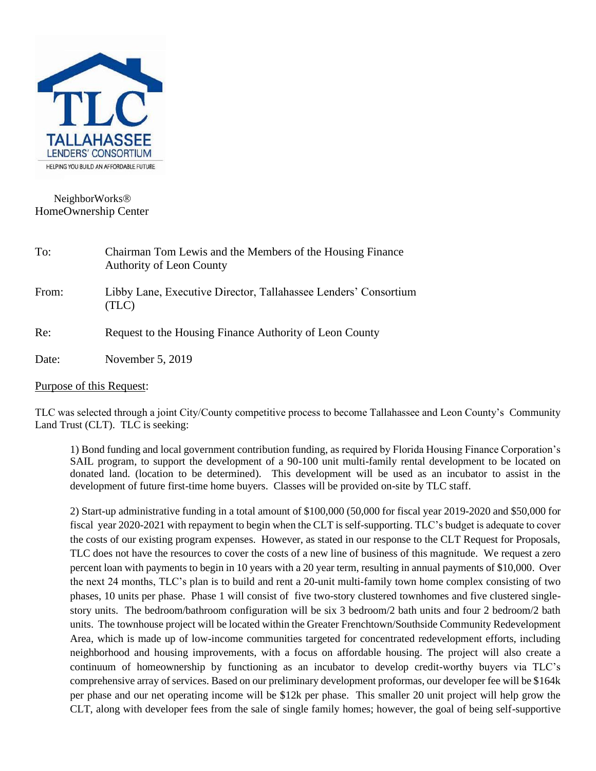TLC
TALLAHASSEE
LENDERS' CONSORTIUM
HELPING YOU BUILD AN AFFORDABLE FUTURE

NeighborWorks®
HomeOwnership Center

| | |
|---|---|
| To: | Chairman Tom Lewis and the Members of the Housing Finance Authority of Leon County |
| From: | Libby Lane, Executive Director, Tallahassee Lenders' Consortium (TLC) |
| Re: | Request to the Housing Finance Authority of Leon County |
| Date: | November 5, 2019 |

<u>Purpose of this Request</u>:

TLC was selected through a joint City/County competitive process to become Tallahassee and Leon County's Community Land Trust (CLT). TLC is seeking:

1) Bond funding and local government contribution funding, as required by Florida Housing Finance Corporation's SAIL program, to support the development of a 90-100 unit multi-family rental development to be located on donated land. (location to be determined). This development will be used as an incubator to assist in the development of future first-time home buyers. Classes will be provided on-site by TLC staff.

2) Start-up administrative funding in a total amount of $100,000 (50,000 for fiscal year 2019-2020 and $50,000 for fiscal year 2020-2021 with repayment to begin when the CLT is self-supporting. TLC's budget is adequate to cover the costs of our existing program expenses. However, as stated in our response to the CLT Request for Proposals, TLC does not have the resources to cover the costs of a new line of business of this magnitude. We request a zero percent loan with payments to begin in 10 years with a 20 year term, resulting in annual payments of $10,000. Over the next 24 months, TLC's plan is to build and rent a 20-unit multi-family town home complex consisting of two phases, 10 units per phase. Phase 1 will consist of five two-story clustered townhomes and five clustered single-story units. The bedroom/bathroom configuration will be six 3 bedroom/2 bath units and four 2 bedroom/2 bath units. The townhouse project will be located within the Greater Frenchtown/Southside Community Redevelopment Area, which is made up of low-income communities targeted for concentrated redevelopment efforts, including neighborhood and housing improvements, with a focus on affordable housing. The project will also create a continuum of homeownership by functioning as an incubator to develop credit-worthy buyers via TLC's comprehensive array of services. Based on our preliminary development proformas, our developer fee will be $164k per phase and our net operating income will be $12k per phase. This smaller 20 unit project will help grow the CLT, along with developer fees from the sale of single family homes; however, the goal of being self-supportive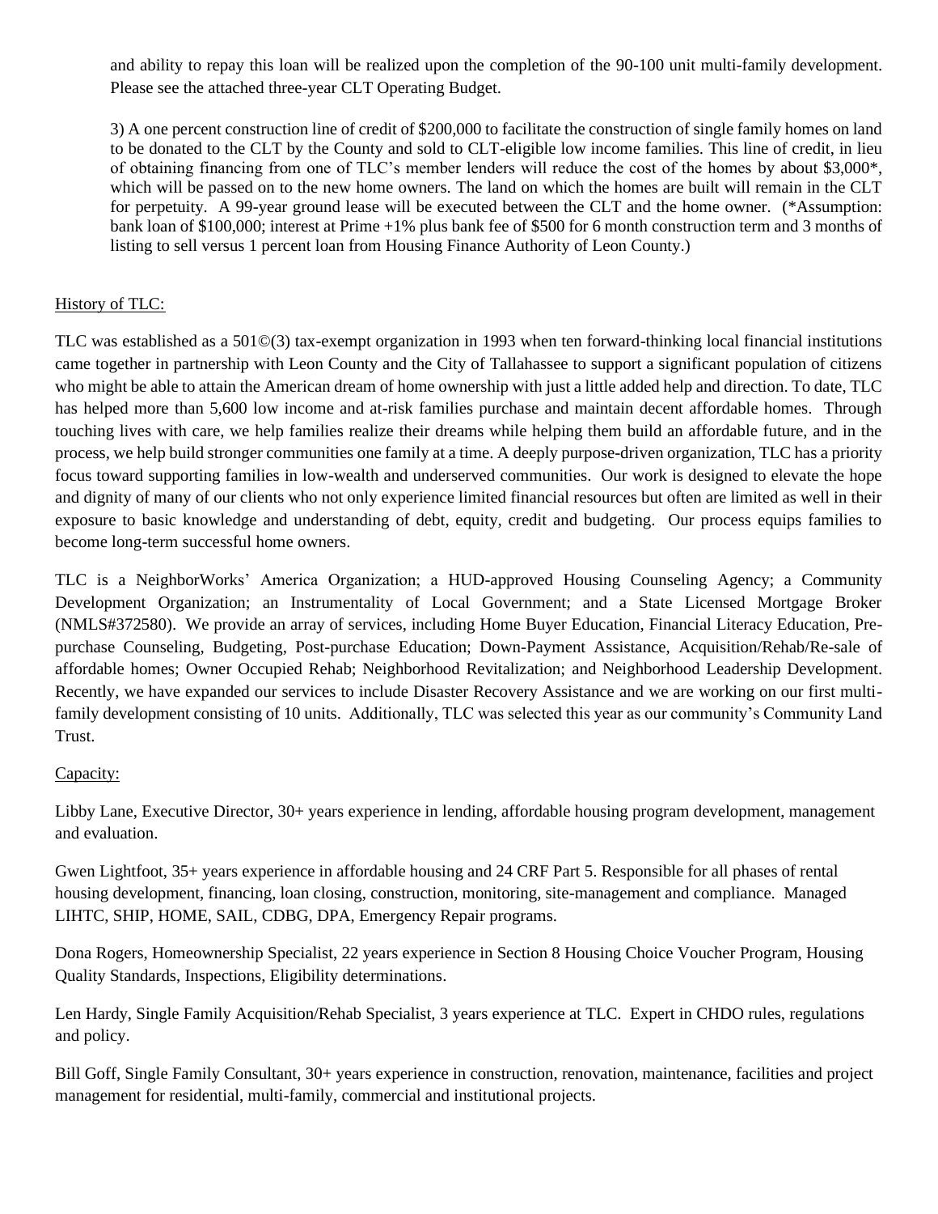and ability to repay this loan will be realized upon the completion of the 90-100 unit multi-family development. Please see the attached three-year CLT Operating Budget.

3) A one percent construction line of credit of $200,000 to facilitate the construction of single family homes on land to be donated to the CLT by the County and sold to CLT-eligible low income families. This line of credit, in lieu of obtaining financing from one of TLC's member lenders will reduce the cost of the homes by about $3,000*, which will be passed on to the new home owners. The land on which the homes are built will remain in the CLT for perpetuity. A 99-year ground lease will be executed between the CLT and the home owner. (*Assumption: bank loan of $100,000; interest at Prime +1% plus bank fee of $500 for 6 month construction term and 3 months of listing to sell versus 1 percent loan from Housing Finance Authority of Leon County.)

History of TLC:

TLC was established as a 501©(3) tax-exempt organization in 1993 when ten forward-thinking local financial institutions came together in partnership with Leon County and the City of Tallahassee to support a significant population of citizens who might be able to attain the American dream of home ownership with just a little added help and direction. To date, TLC has helped more than 5,600 low income and at-risk families purchase and maintain decent affordable homes. Through touching lives with care, we help families realize their dreams while helping them build an affordable future, and in the process, we help build stronger communities one family at a time. A deeply purpose-driven organization, TLC has a priority focus toward supporting families in low-wealth and underserved communities. Our work is designed to elevate the hope and dignity of many of our clients who not only experience limited financial resources but often are limited as well in their exposure to basic knowledge and understanding of debt, equity, credit and budgeting. Our process equips families to become long-term successful home owners.

TLC is a NeighborWorks' America Organization; a HUD-approved Housing Counseling Agency; a Community Development Organization; an Instrumentality of Local Government; and a State Licensed Mortgage Broker (NMLS#372580). We provide an array of services, including Home Buyer Education, Financial Literacy Education, Pre-purchase Counseling, Budgeting, Post-purchase Education; Down-Payment Assistance, Acquisition/Rehab/Re-sale of affordable homes; Owner Occupied Rehab; Neighborhood Revitalization; and Neighborhood Leadership Development. Recently, we have expanded our services to include Disaster Recovery Assistance and we are working on our first multi-family development consisting of 10 units. Additionally, TLC was selected this year as our community's Community Land Trust.

Capacity:

Libby Lane, Executive Director, 30+ years experience in lending, affordable housing program development, management and evaluation.

Gwen Lightfoot, 35+ years experience in affordable housing and 24 CRF Part 5. Responsible for all phases of rental housing development, financing, loan closing, construction, monitoring, site-management and compliance. Managed LIHTC, SHIP, HOME, SAIL, CDBG, DPA, Emergency Repair programs.

Dona Rogers, Homeownership Specialist, 22 years experience in Section 8 Housing Choice Voucher Program, Housing Quality Standards, Inspections, Eligibility determinations.

Len Hardy, Single Family Acquisition/Rehab Specialist, 3 years experience at TLC. Expert in CHDO rules, regulations and policy.

Bill Goff, Single Family Consultant, 30+ years experience in construction, renovation, maintenance, facilities and project management for residential, multi-family, commercial and institutional projects.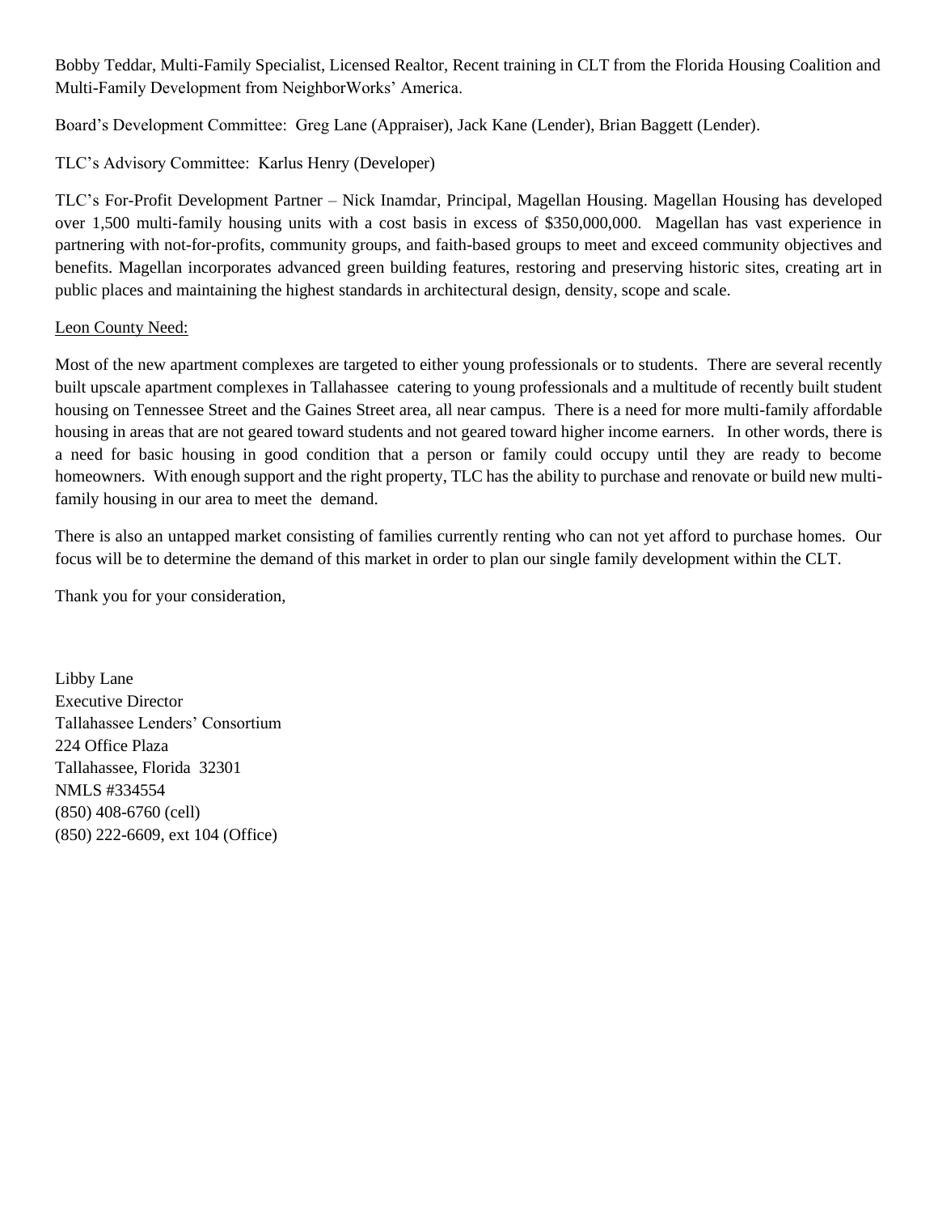Bobby Teddar, Multi-Family Specialist, Licensed Realtor, Recent training in CLT from the Florida Housing Coalition and Multi-Family Development from NeighborWorks' America.

Board's Development Committee: Greg Lane (Appraiser), Jack Kane (Lender), Brian Baggett (Lender).

TLC's Advisory Committee: Karlus Henry (Developer)

TLC's For-Profit Development Partner – Nick Inamdar, Principal, Magellan Housing. Magellan Housing has developed over 1,500 multi-family housing units with a cost basis in excess of $350,000,000. Magellan has vast experience in partnering with not-for-profits, community groups, and faith-based groups to meet and exceed community objectives and benefits. Magellan incorporates advanced green building features, restoring and preserving historic sites, creating art in public places and maintaining the highest standards in architectural design, density, scope and scale.

Leon County Need:

Most of the new apartment complexes are targeted to either young professionals or to students. There are several recently built upscale apartment complexes in Tallahassee catering to young professionals and a multitude of recently built student housing on Tennessee Street and the Gaines Street area, all near campus. There is a need for more multi-family affordable housing in areas that are not geared toward students and not geared toward higher income earners. In other words, there is a need for basic housing in good condition that a person or family could occupy until they are ready to become homeowners. With enough support and the right property, TLC has the ability to purchase and renovate or build new multi-family housing in our area to meet the demand.

There is also an untapped market consisting of families currently renting who can not yet afford to purchase homes. Our focus will be to determine the demand of this market in order to plan our single family development within the CLT.

Thank you for your consideration,

Libby Lane
Executive Director
Tallahassee Lenders' Consortium
224 Office Plaza
Tallahassee, Florida 32301
NMLS #334554
(850) 408-6760 (cell)
(850) 222-6609, ext 104 (Office)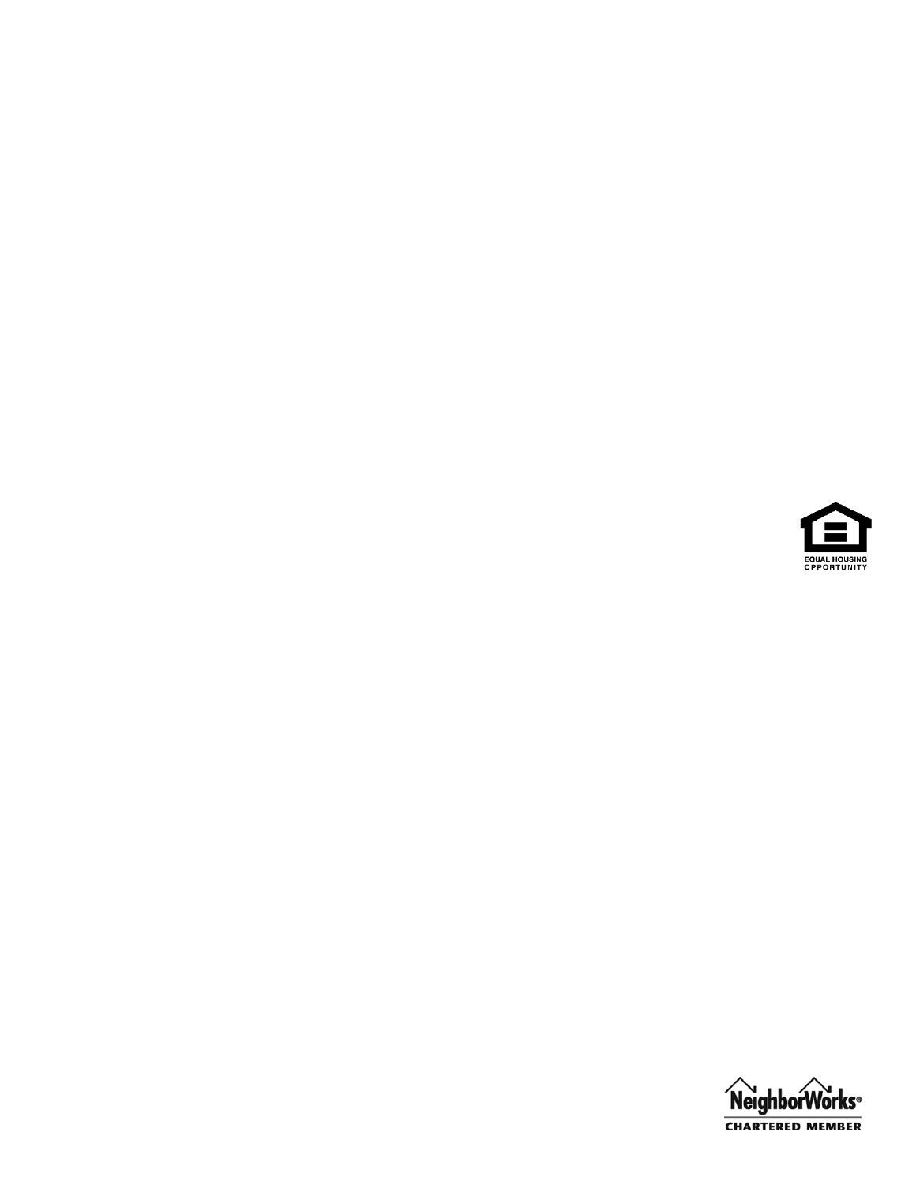EQUAL HOUSING OPPORTUNITY

NeighborWorks®

CHARTERED MEMBER